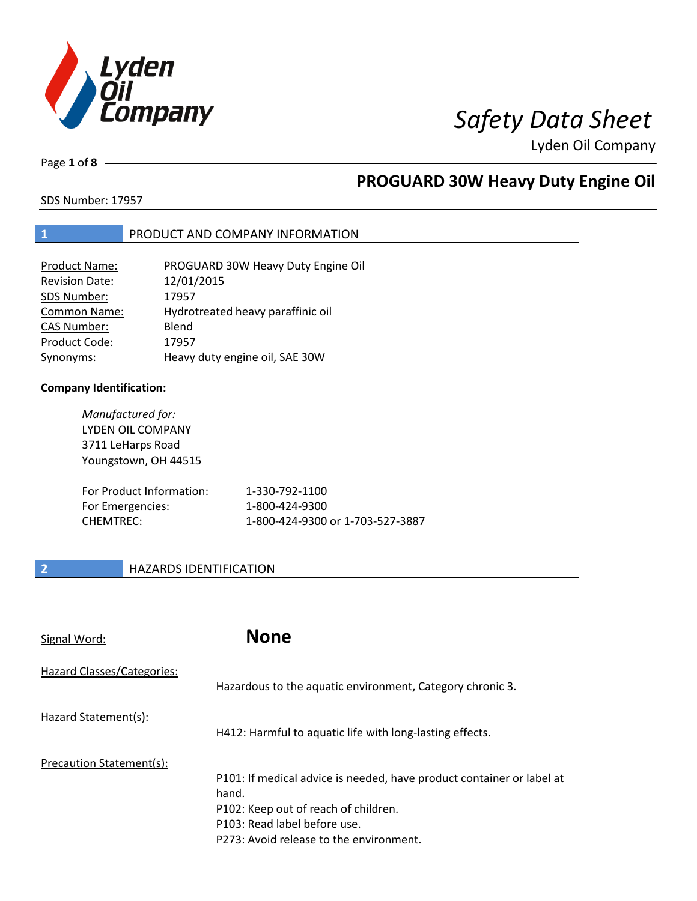# Safety Data Sheet

Lyden Oil Company

## PROGUARD 30W Heavy Duty Engine Oil

SDS Number: 17957

## 1 PRODUCT AND COMPANY INFORMATION

| | |
|---|---|
| Product Name: | PROGUARD 30W Heavy Duty Engine Oil |
| Revision Date: | 12/01/2015 |
| SDS Number: | 17957 |
| Common Name: | Hydrotreated heavy paraffinic oil |
| CAS Number: | Blend |
| Product Code: | 17957 |
| Synonyms: | Heavy duty engine oil, SAE 30W |

**Company Identification:**

*Manufactured for:*
LYDEN OIL COMPANY
3711 LeHarps Road
Youngstown, OH 44515

| | |
|---|---|
| For Product Information: | 1-330-792-1100 |
| For Emergencies: | 1-800-424-9300 |
| CHEMTREC: | 1-800-424-9300 or 1-703-527-3887 |

## 2 HAZARDS IDENTIFICATION

Signal Word: **None**

Hazard Classes/Categories:

Hazardous to the aquatic environment, Category chronic 3.

Hazard Statement(s):

H412: Harmful to aquatic life with long-lasting effects.

Precaution Statement(s):

P101: If medical advice is needed, have product container or label at hand.
P102: Keep out of reach of children.
P103: Read label before use.
P273: Avoid release to the environment.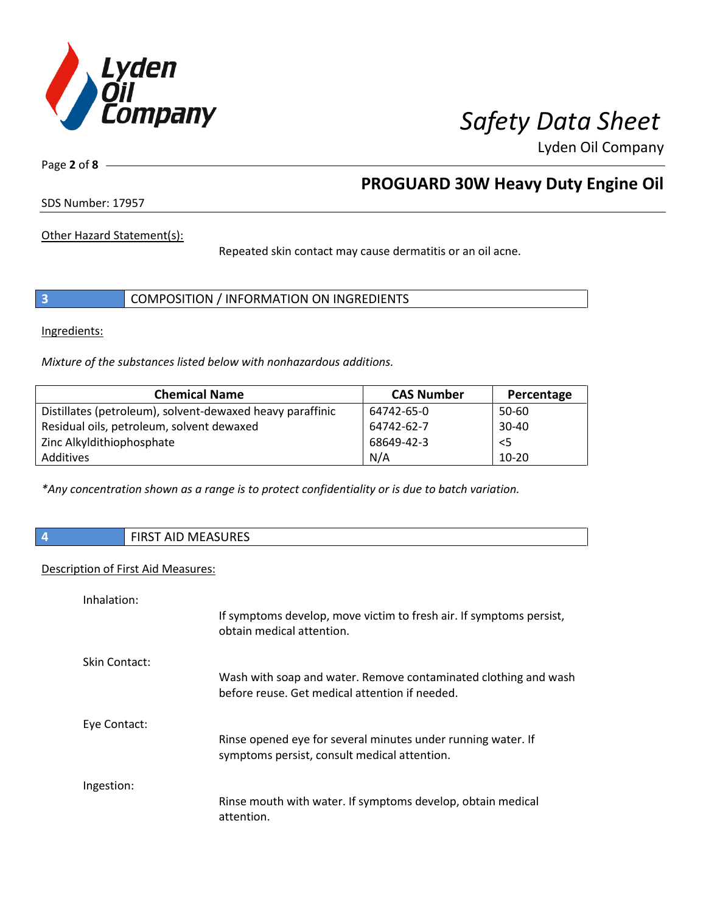Other Hazard Statement(s):

Repeated skin contact may cause dermatitis or an oil acne.

## 3 COMPOSITION / INFORMATION ON INGREDIENTS

Ingredients:

*Mixture of the substances listed below with nonhazardous additions.*

| Chemical Name | CAS Number | Percentage |
|---|---|---|
| Distillates (petroleum), solvent-dewaxed heavy paraffinic | 64742-65-0 | 50-60 |
| Residual oils, petroleum, solvent dewaxed | 64742-62-7 | 30-40 |
| Zinc Alkyldithiophosphate | 68649-42-3 | <5 |
| Additives | N/A | 10-20 |

*\*Any concentration shown as a range is to protect confidentiality or is due to batch variation.*

## 4 FIRST AID MEASURES

Description of First Aid Measures:

Inhalation:

If symptoms develop, move victim to fresh air. If symptoms persist, obtain medical attention.

Skin Contact:

Wash with soap and water. Remove contaminated clothing and wash before reuse. Get medical attention if needed.

Eye Contact:

Rinse opened eye for several minutes under running water. If symptoms persist, consult medical attention.

Ingestion:

Rinse mouth with water. If symptoms develop, obtain medical attention.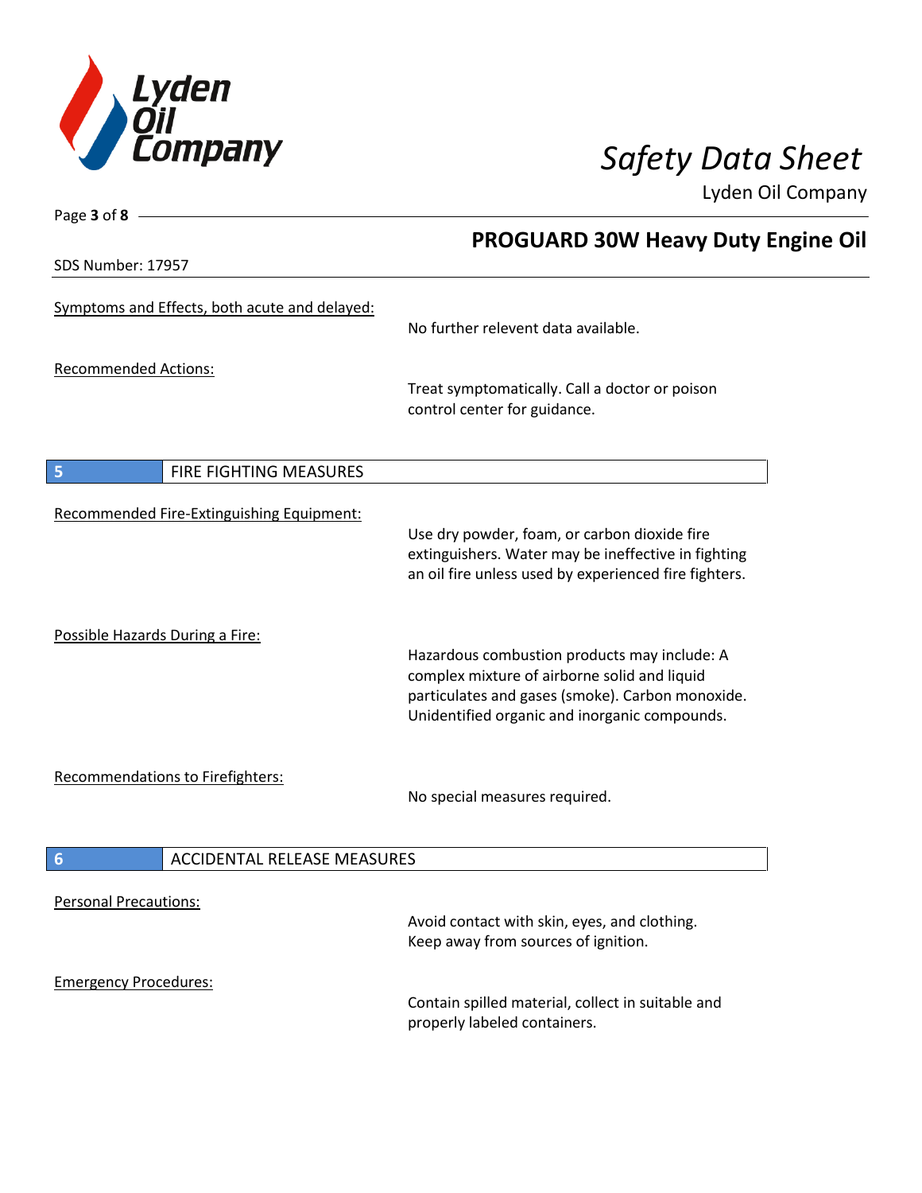Symptoms and Effects, both acute and delayed:

No further relevent data available.

Recommended Actions:

Treat symptomatically. Call a doctor or poison control center for guidance.

## 5 FIRE FIGHTING MEASURES

Recommended Fire-Extinguishing Equipment:

Use dry powder, foam, or carbon dioxide fire extinguishers. Water may be ineffective in fighting an oil fire unless used by experienced fire fighters.

Possible Hazards During a Fire:

Hazardous combustion products may include: A complex mixture of airborne solid and liquid particulates and gases (smoke). Carbon monoxide. Unidentified organic and inorganic compounds.

Recommendations to Firefighters:

No special measures required.

## 6 ACCIDENTAL RELEASE MEASURES

Personal Precautions:

Avoid contact with skin, eyes, and clothing. Keep away from sources of ignition.

Emergency Procedures:

Contain spilled material, collect in suitable and properly labeled containers.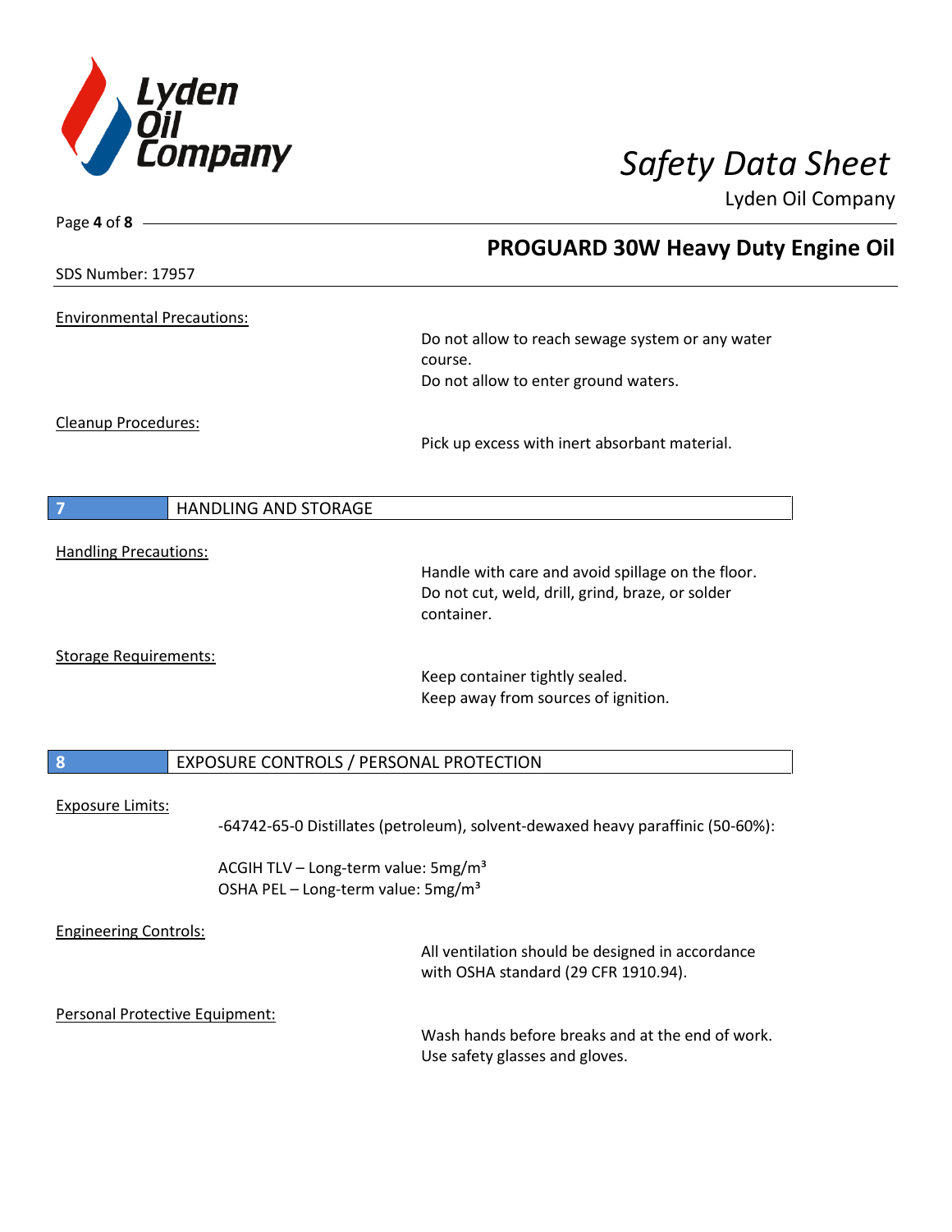## PROGUARD 30W Heavy Duty Engine Oil

SDS Number: 17957

Environmental Precautions:

Do not allow to reach sewage system or any water course.
Do not allow to enter ground waters.

Cleanup Procedures:

Pick up excess with inert absorbant material.

## 7 HANDLING AND STORAGE

Handling Precautions:

Handle with care and avoid spillage on the floor.
Do not cut, weld, drill, grind, braze, or solder container.

Storage Requirements:

Keep container tightly sealed.
Keep away from sources of ignition.

## 8 EXPOSURE CONTROLS / PERSONAL PROTECTION

Exposure Limits:

-64742-65-0 Distillates (petroleum), solvent-dewaxed heavy paraffinic (50-60%):

ACGIH TLV – Long-term value: 5mg/m³
OSHA PEL – Long-term value: 5mg/m³

Engineering Controls:

All ventilation should be designed in accordance with OSHA standard (29 CFR 1910.94).

Personal Protective Equipment:

Wash hands before breaks and at the end of work.
Use safety glasses and gloves.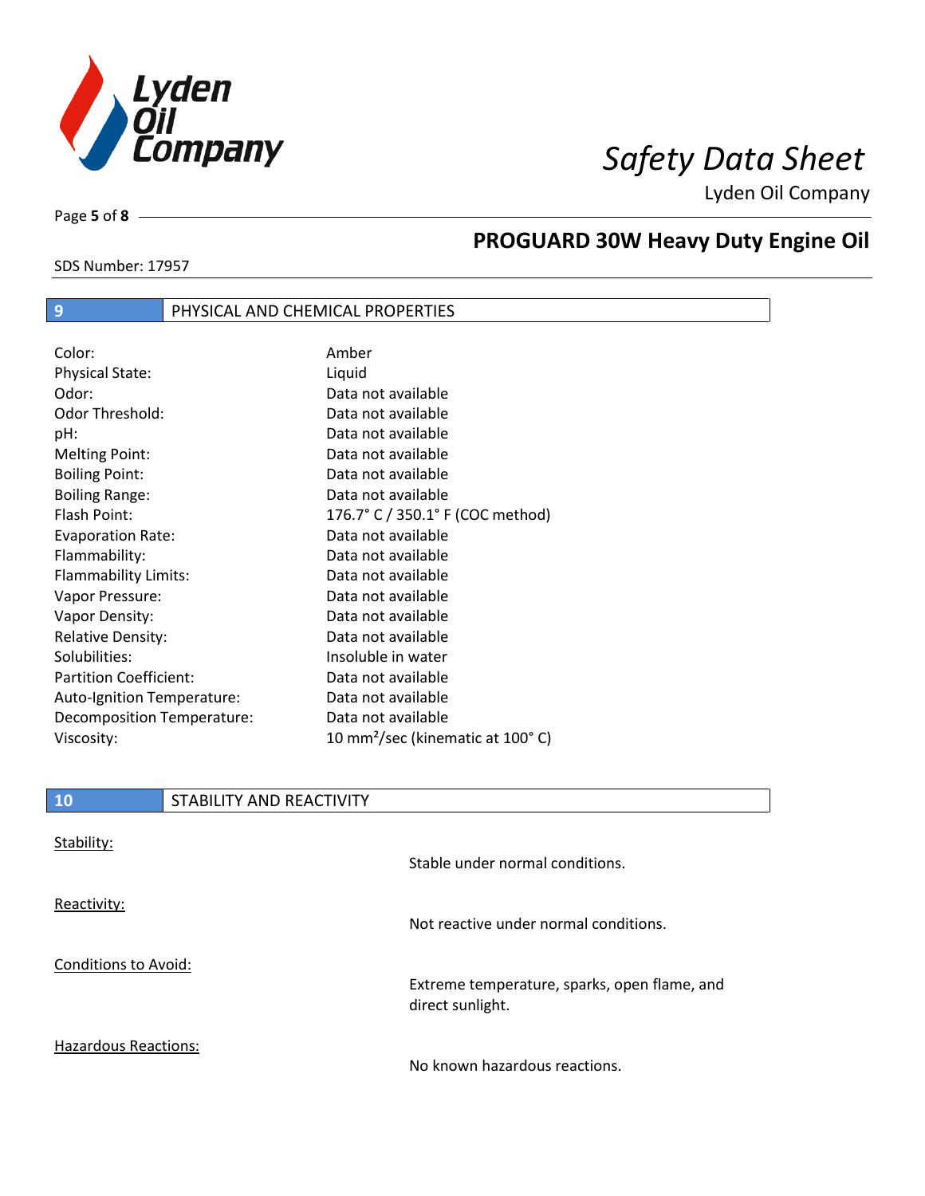## 9 PHYSICAL AND CHEMICAL PROPERTIES

| Property | Value |
|---|---|
| Color: | Amber |
| Physical State: | Liquid |
| Odor: | Data not available |
| Odor Threshold: | Data not available |
| pH: | Data not available |
| Melting Point: | Data not available |
| Boiling Point: | Data not available |
| Boiling Range: | Data not available |
| Flash Point: | 176.7° C / 350.1° F (COC method) |
| Evaporation Rate: | Data not available |
| Flammability: | Data not available |
| Flammability Limits: | Data not available |
| Vapor Pressure: | Data not available |
| Vapor Density: | Data not available |
| Relative Density: | Data not available |
| Solubilities: | Insoluble in water |
| Partition Coefficient: | Data not available |
| Auto-Ignition Temperature: | Data not available |
| Decomposition Temperature: | Data not available |
| Viscosity: | 10 $mm^2$/sec (kinematic at 100° C) |

## 10 STABILITY AND REACTIVITY

Stability:

Stable under normal conditions.

Reactivity:

Not reactive under normal conditions.

Conditions to Avoid:

Extreme temperature, sparks, open flame, and direct sunlight.

Hazardous Reactions:

No known hazardous reactions.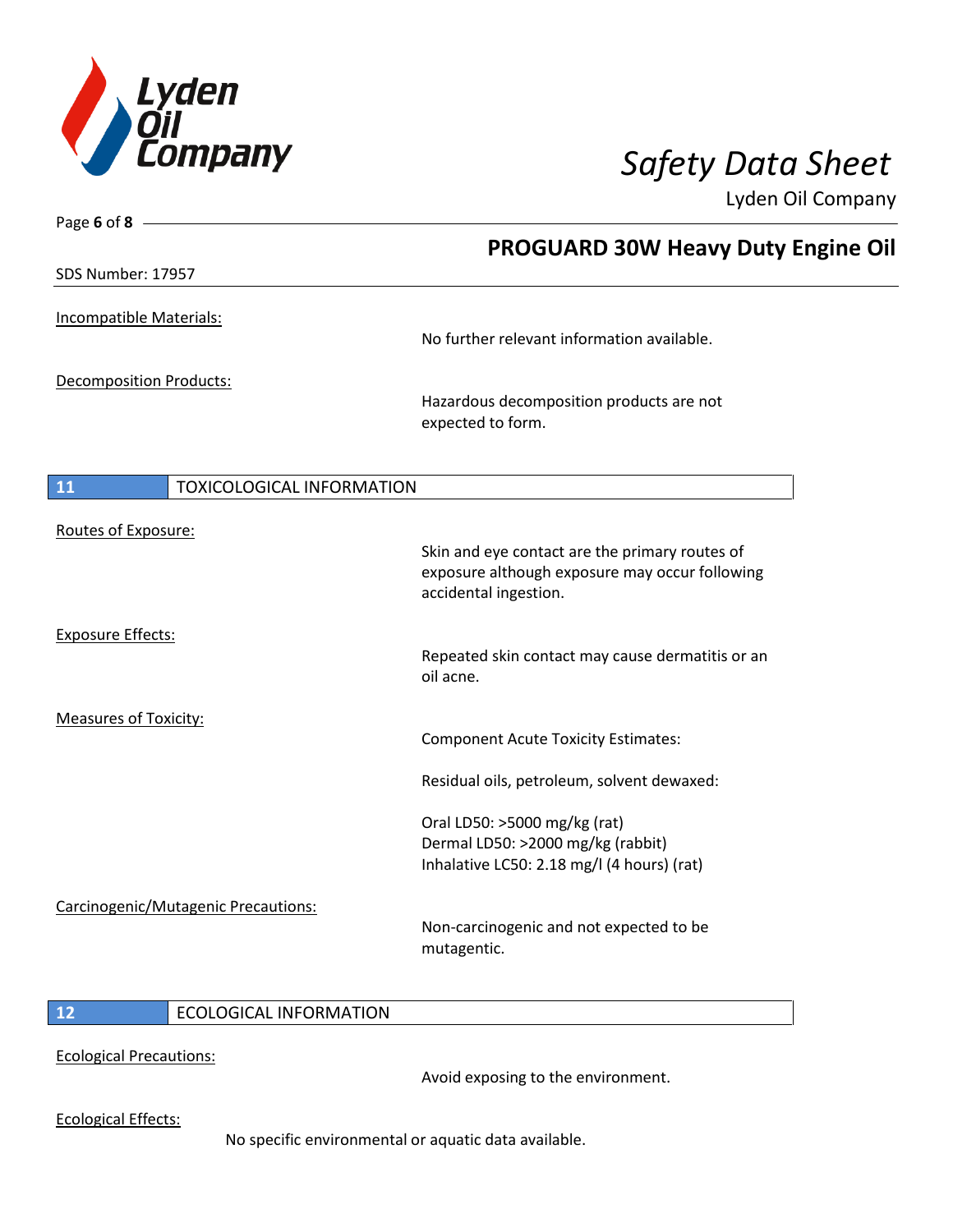Incompatible Materials:

No further relevant information available.

Decomposition Products:

Hazardous decomposition products are not expected to form.

## 11 TOXICOLOGICAL INFORMATION

Routes of Exposure:

Skin and eye contact are the primary routes of exposure although exposure may occur following accidental ingestion.

Exposure Effects:

Repeated skin contact may cause dermatitis or an oil acne.

Measures of Toxicity:

Component Acute Toxicity Estimates:

Residual oils, petroleum, solvent dewaxed:

Oral LD50: >5000 mg/kg (rat)
Dermal LD50: >2000 mg/kg (rabbit)
Inhalative LC50: 2.18 mg/l (4 hours) (rat)

Carcinogenic/Mutagenic Precautions:

Non-carcinogenic and not expected to be mutagentic.

## 12 ECOLOGICAL INFORMATION

Ecological Precautions:

Avoid exposing to the environment.

Ecological Effects:

No specific environmental or aquatic data available.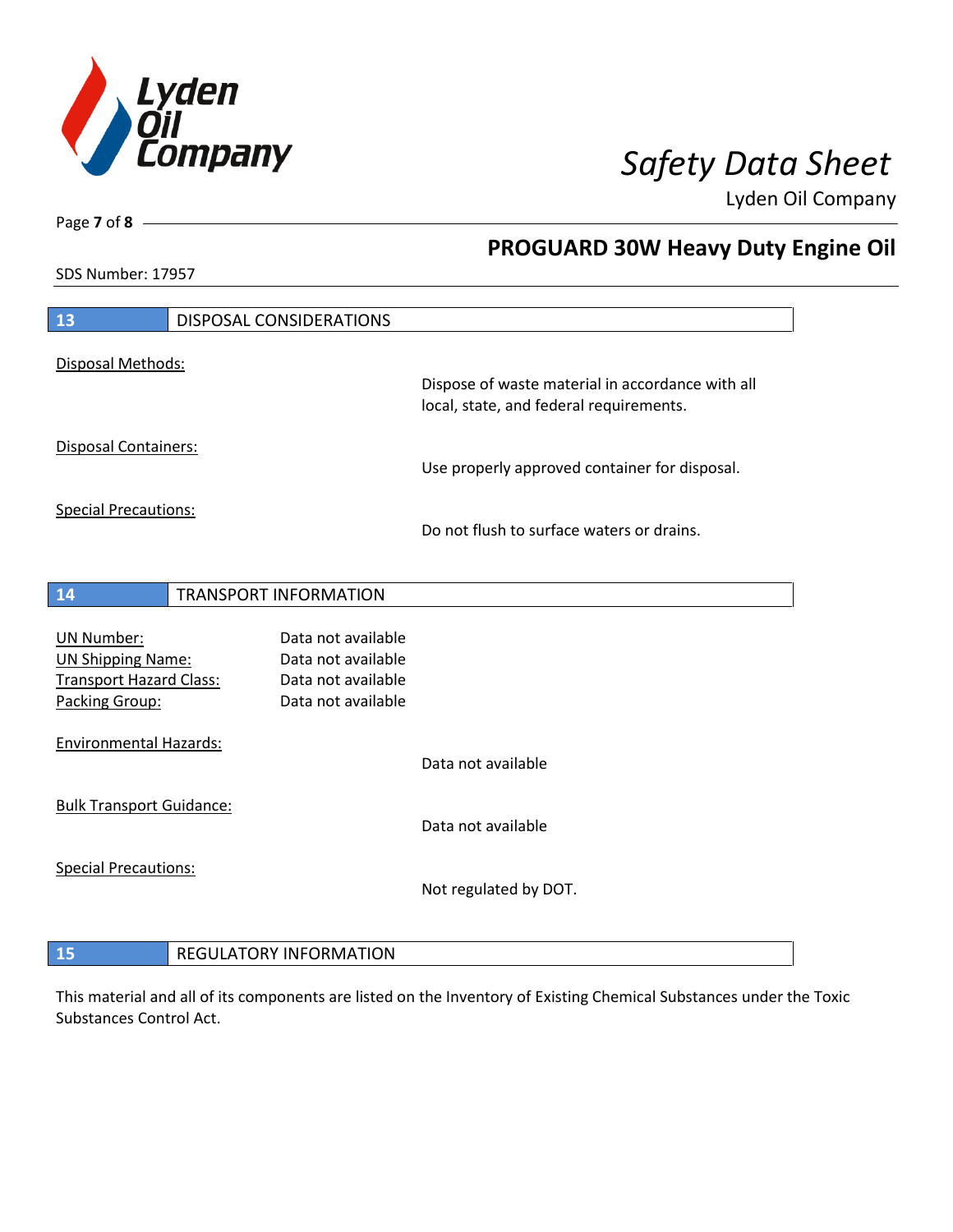## 13 DISPOSAL CONSIDERATIONS

Disposal Methods:

Dispose of waste material in accordance with all local, state, and federal requirements.

Disposal Containers:

Use properly approved container for disposal.

Special Precautions:

Do not flush to surface waters or drains.

## 14 TRANSPORT INFORMATION

| | |
|---|---|
| UN Number: | Data not available |
| UN Shipping Name: | Data not available |
| Transport Hazard Class: | Data not available |
| Packing Group: | Data not available |

Environmental Hazards:

Data not available

Bulk Transport Guidance:

Data not available

Special Precautions:

Not regulated by DOT.

## 15 REGULATORY INFORMATION

This material and all of its components are listed on the Inventory of Existing Chemical Substances under the Toxic Substances Control Act.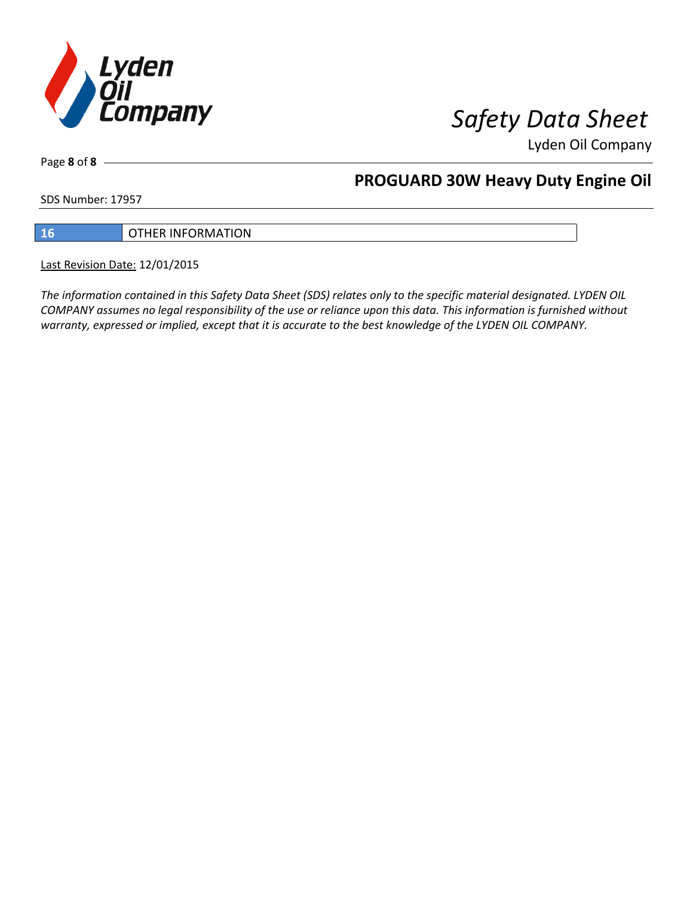## 16 OTHER INFORMATION

Last Revision Date: 12/01/2015

*The information contained in this Safety Data Sheet (SDS) relates only to the specific material designated. LYDEN OIL COMPANY assumes no legal responsibility of the use or reliance upon this data. This information is furnished without warranty, expressed or implied, except that it is accurate to the best knowledge of the LYDEN OIL COMPANY.*